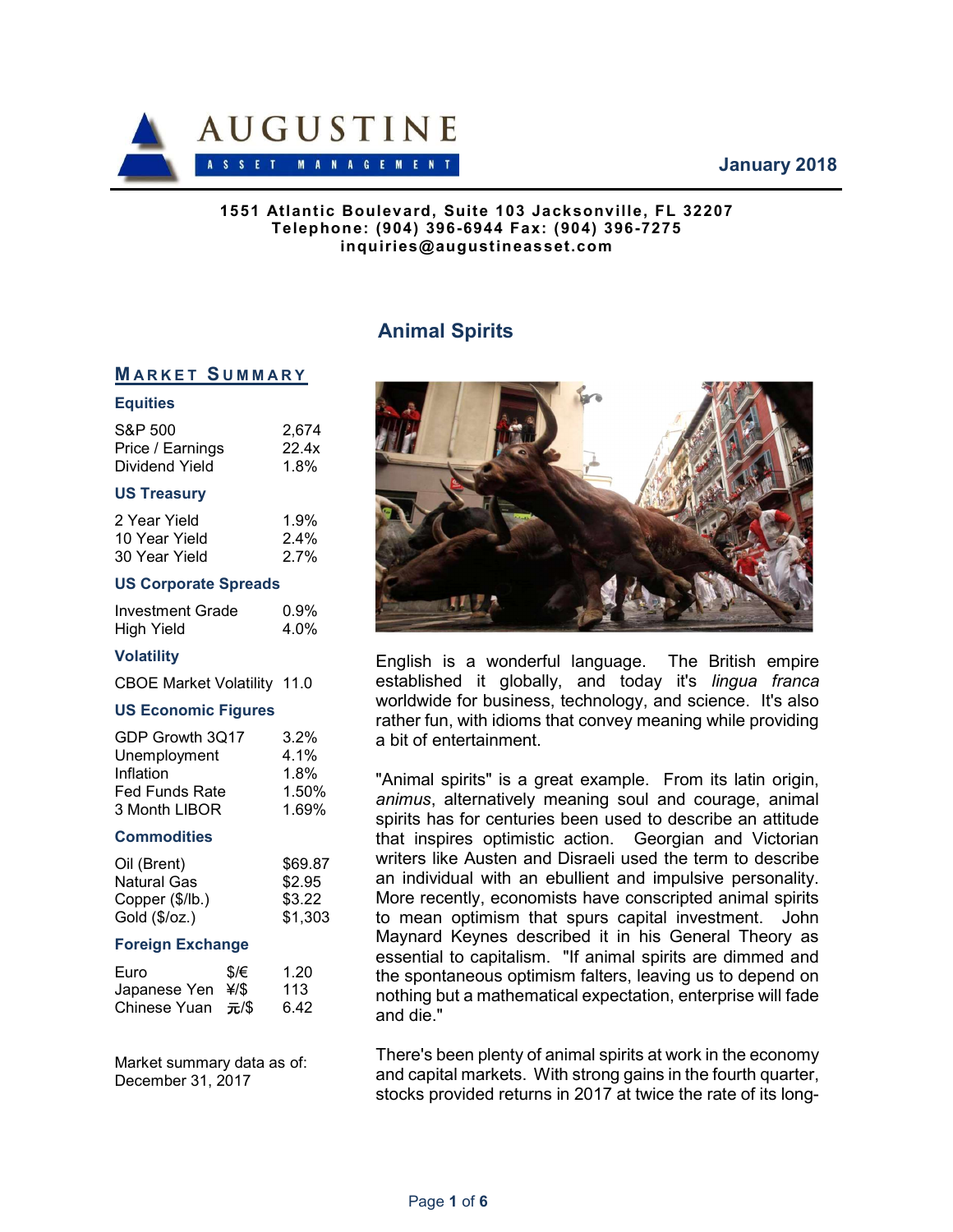# AUGUSTINE ASSET MANAGEMENT

January 2018

**1551 Atlantic Boulevard, Suite 103 Jacksonville, FL 32207**
**Telephone: (904) 396-6944 Fax: (904) 396-7275**
**inquiries@augustineasset.com**

## MARKET SUMMARY

**Equities**

| | |
|---|---|
| S&P 500 | 2,674 |
| Price / Earnings | 22.4x |
| Dividend Yield | 1.8% |

**US Treasury**

| | |
|---|---|
| 2 Year Yield | 1.9% |
| 10 Year Yield | 2.4% |
| 30 Year Yield | 2.7% |

**US Corporate Spreads**

| | |
|---|---|
| Investment Grade | 0.9% |
| High Yield | 4.0% |

**Volatility**

| | |
|---|---|
| CBOE Market Volatility | 11.0 |

**US Economic Figures**

| | |
|---|---|
| GDP Growth 3Q17 | 3.2% |
| Unemployment | 4.1% |
| Inflation | 1.8% |
| Fed Funds Rate | 1.50% |
| 3 Month LIBOR | 1.69% |

**Commodities**

| | |
|---|---|
| Oil (Brent) | $69.87 |
| Natural Gas | $2.95 |
| Copper ($/lb.) | $3.22 |
| Gold ($/oz.) | $1,303 |

**Foreign Exchange**

| | | |
|---|---|---|
| Euro | $/€ | 1.20 |
| Japanese Yen | ¥/$ | 113 |
| Chinese Yuan | 元/$ | 6.42 |

Market summary data as of: December 31, 2017

## Animal Spirits

English is a wonderful language. The British empire established it globally, and today it's *lingua franca* worldwide for business, technology, and science. It's also rather fun, with idioms that convey meaning while providing a bit of entertainment.

"Animal spirits" is a great example. From its latin origin, *animus*, alternatively meaning soul and courage, animal spirits has for centuries been used to describe an attitude that inspires optimistic action. Georgian and Victorian writers like Austen and Disraeli used the term to describe an individual with an ebullient and impulsive personality. More recently, economists have conscripted animal spirits to mean optimism that spurs capital investment. John Maynard Keynes described it in his General Theory as essential to capitalism. "If animal spirits are dimmed and the spontaneous optimism falters, leaving us to depend on nothing but a mathematical expectation, enterprise will fade and die."

There's been plenty of animal spirits at work in the economy and capital markets. With strong gains in the fourth quarter, stocks provided returns in 2017 at twice the rate of its long-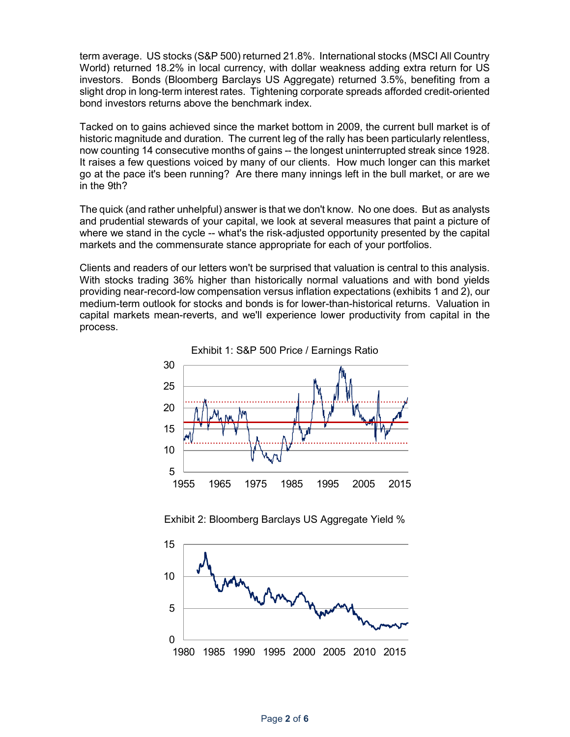term average. US stocks (S&P 500) returned 21.8%. International stocks (MSCI All Country World) returned 18.2% in local currency, with dollar weakness adding extra return for US investors. Bonds (Bloomberg Barclays US Aggregate) returned 3.5%, benefiting from a slight drop in long-term interest rates. Tightening corporate spreads afforded credit-oriented bond investors returns above the benchmark index.

Tacked on to gains achieved since the market bottom in 2009, the current bull market is of historic magnitude and duration. The current leg of the rally has been particularly relentless, now counting 14 consecutive months of gains -- the longest uninterrupted streak since 1928. It raises a few questions voiced by many of our clients. How much longer can this market go at the pace it's been running? Are there many innings left in the bull market, or are we in the 9th?

The quick (and rather unhelpful) answer is that we don't know. No one does. But as analysts and prudential stewards of your capital, we look at several measures that paint a picture of where we stand in the cycle -- what's the risk-adjusted opportunity presented by the capital markets and the commensurate stance appropriate for each of your portfolios.

Clients and readers of our letters won't be surprised that valuation is central to this analysis. With stocks trading 36% higher than historically normal valuations and with bond yields providing near-record-low compensation versus inflation expectations (exhibits 1 and 2), our medium-term outlook for stocks and bonds is for lower-than-historical returns. Valuation in capital markets mean-reverts, and we'll experience lower productivity from capital in the process.

Exhibit 1: S&P 500 Price / Earnings Ratio

Exhibit 2: Bloomberg Barclays US Aggregate Yield %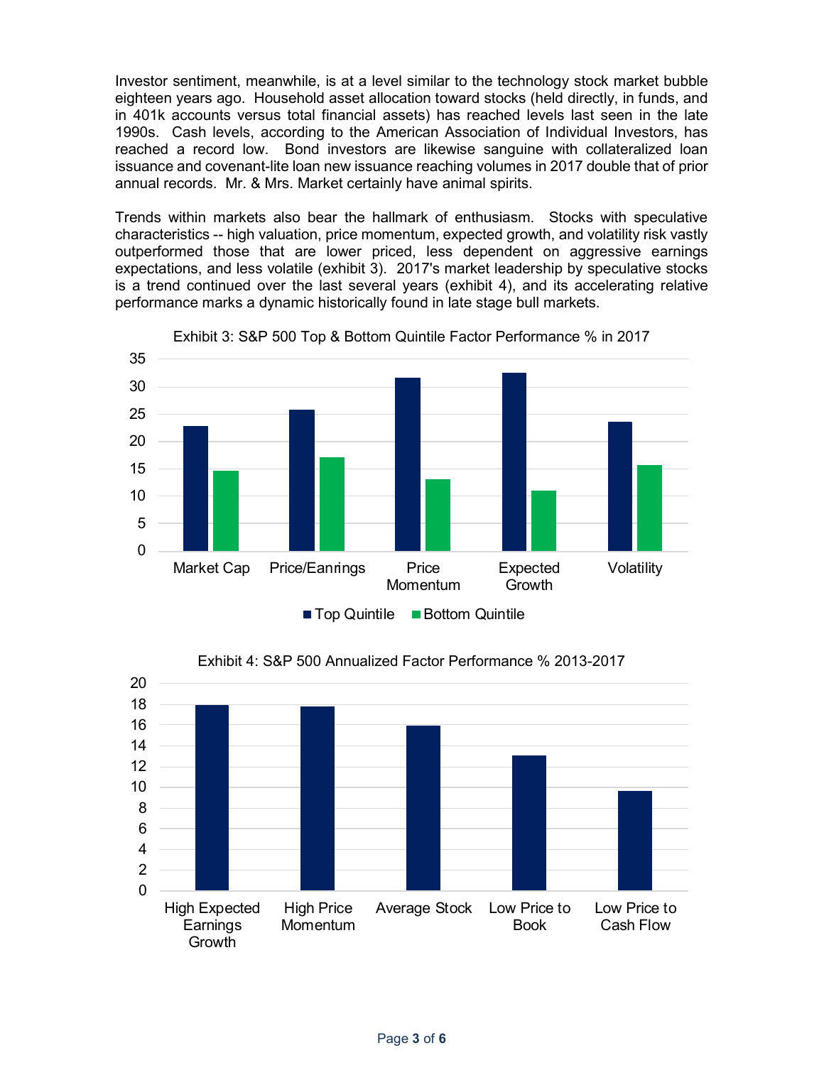Investor sentiment, meanwhile, is at a level similar to the technology stock market bubble eighteen years ago. Household asset allocation toward stocks (held directly, in funds, and in 401k accounts versus total financial assets) has reached levels last seen in the late 1990s. Cash levels, according to the American Association of Individual Investors, has reached a record low. Bond investors are likewise sanguine with collateralized loan issuance and covenant-lite loan new issuance reaching volumes in 2017 double that of prior annual records. Mr. & Mrs. Market certainly have animal spirits.

Trends within markets also bear the hallmark of enthusiasm. Stocks with speculative characteristics -- high valuation, price momentum, expected growth, and volatility risk vastly outperformed those that are lower priced, less dependent on aggressive earnings expectations, and less volatile (exhibit 3). 2017's market leadership by speculative stocks is a trend continued over the last several years (exhibit 4), and its accelerating relative performance marks a dynamic historically found in late stage bull markets.

Exhibit 3: S&P 500 Top & Bottom Quintile Factor Performance % in 2017

| | Top Quintile | Bottom Quintile |
|---|---|---|
| Market Cap | 22.8 | 14.6 |
| Price/Eanrings | 25.8 | 17.1 |
| Price Momentum | 31.6 | 13.1 |
| Expected Growth | 32.5 | 11.0 |
| Volatility | 23.6 | 15.6 |

Exhibit 4: S&P 500 Annualized Factor Performance % 2013-2017

| | % |
|---|---|
| High Expected Earnings Growth | 17.9 |
| High Price Momentum | 17.7 |
| Average Stock | 15.8 |
| Low Price to Book | 13.0 |
| Low Price to Cash Flow | 9.6 |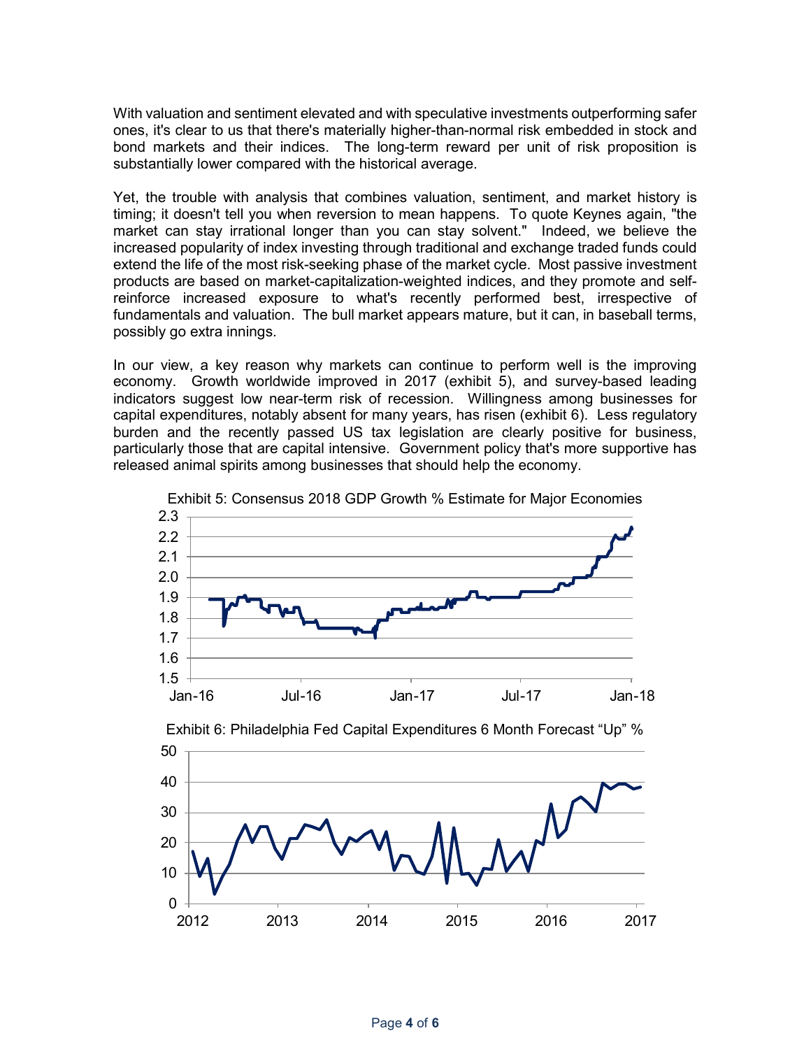With valuation and sentiment elevated and with speculative investments outperforming safer ones, it's clear to us that there's materially higher-than-normal risk embedded in stock and bond markets and their indices. The long-term reward per unit of risk proposition is substantially lower compared with the historical average.

Yet, the trouble with analysis that combines valuation, sentiment, and market history is timing; it doesn't tell you when reversion to mean happens. To quote Keynes again, "the market can stay irrational longer than you can stay solvent." Indeed, we believe the increased popularity of index investing through traditional and exchange traded funds could extend the life of the most risk-seeking phase of the market cycle. Most passive investment products are based on market-capitalization-weighted indices, and they promote and self-reinforce increased exposure to what's recently performed best, irrespective of fundamentals and valuation. The bull market appears mature, but it can, in baseball terms, possibly go extra innings.

In our view, a key reason why markets can continue to perform well is the improving economy. Growth worldwide improved in 2017 (exhibit 5), and survey-based leading indicators suggest low near-term risk of recession. Willingness among businesses for capital expenditures, notably absent for many years, has risen (exhibit 6). Less regulatory burden and the recently passed US tax legislation are clearly positive for business, particularly those that are capital intensive. Government policy that's more supportive has released animal spirits among businesses that should help the economy.

Exhibit 5: Consensus 2018 GDP Growth % Estimate for Major Economies

Exhibit 6: Philadelphia Fed Capital Expenditures 6 Month Forecast "Up" %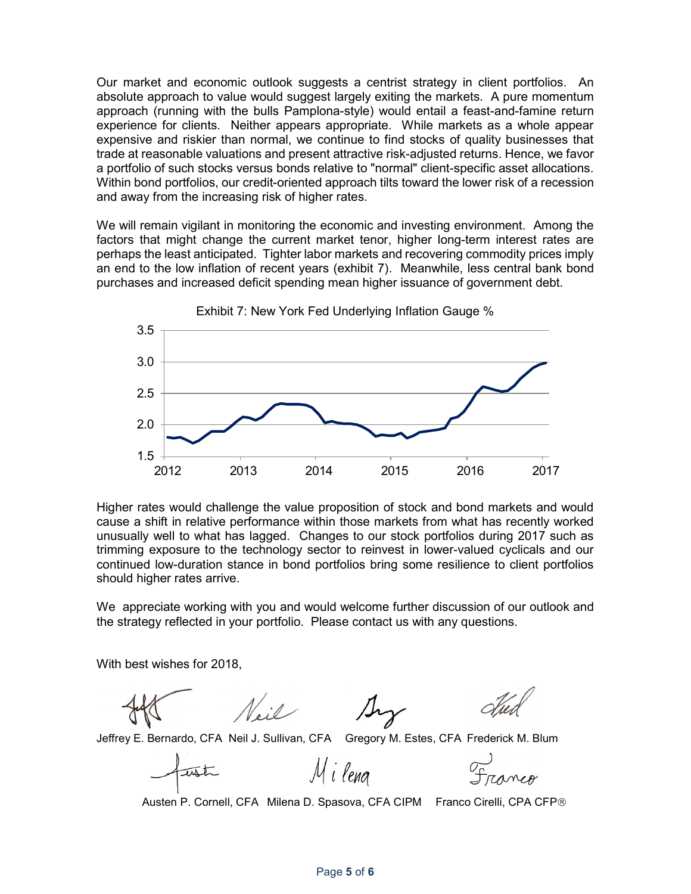Our market and economic outlook suggests a centrist strategy in client portfolios. An absolute approach to value would suggest largely exiting the markets. A pure momentum approach (running with the bulls Pamplona-style) would entail a feast-and-famine return experience for clients. Neither appears appropriate. While markets as a whole appear expensive and riskier than normal, we continue to find stocks of quality businesses that trade at reasonable valuations and present attractive risk-adjusted returns. Hence, we favor a portfolio of such stocks versus bonds relative to "normal" client-specific asset allocations. Within bond portfolios, our credit-oriented approach tilts toward the lower risk of a recession and away from the increasing risk of higher rates.

We will remain vigilant in monitoring the economic and investing environment. Among the factors that might change the current market tenor, higher long-term interest rates are perhaps the least anticipated. Tighter labor markets and recovering commodity prices imply an end to the low inflation of recent years (exhibit 7). Meanwhile, less central bank bond purchases and increased deficit spending mean higher issuance of government debt.

Exhibit 7: New York Fed Underlying Inflation Gauge %

Higher rates would challenge the value proposition of stock and bond markets and would cause a shift in relative performance within those markets from what has recently worked unusually well to what has lagged. Changes to our stock portfolios during 2017 such as trimming exposure to the technology sector to reinvest in lower-valued cyclicals and our continued low-duration stance in bond portfolios bring some resilience to client portfolios should higher rates arrive.

We appreciate working with you and would welcome further discussion of our outlook and the strategy reflected in your portfolio. Please contact us with any questions.

With best wishes for 2018,

Jeffrey E. Bernardo, CFA Neil J. Sullivan, CFA Gregory M. Estes, CFA Frederick M. Blum

Austen P. Cornell, CFA Milena D. Spasova, CFA CIPM Franco Cirelli, CPA CFP®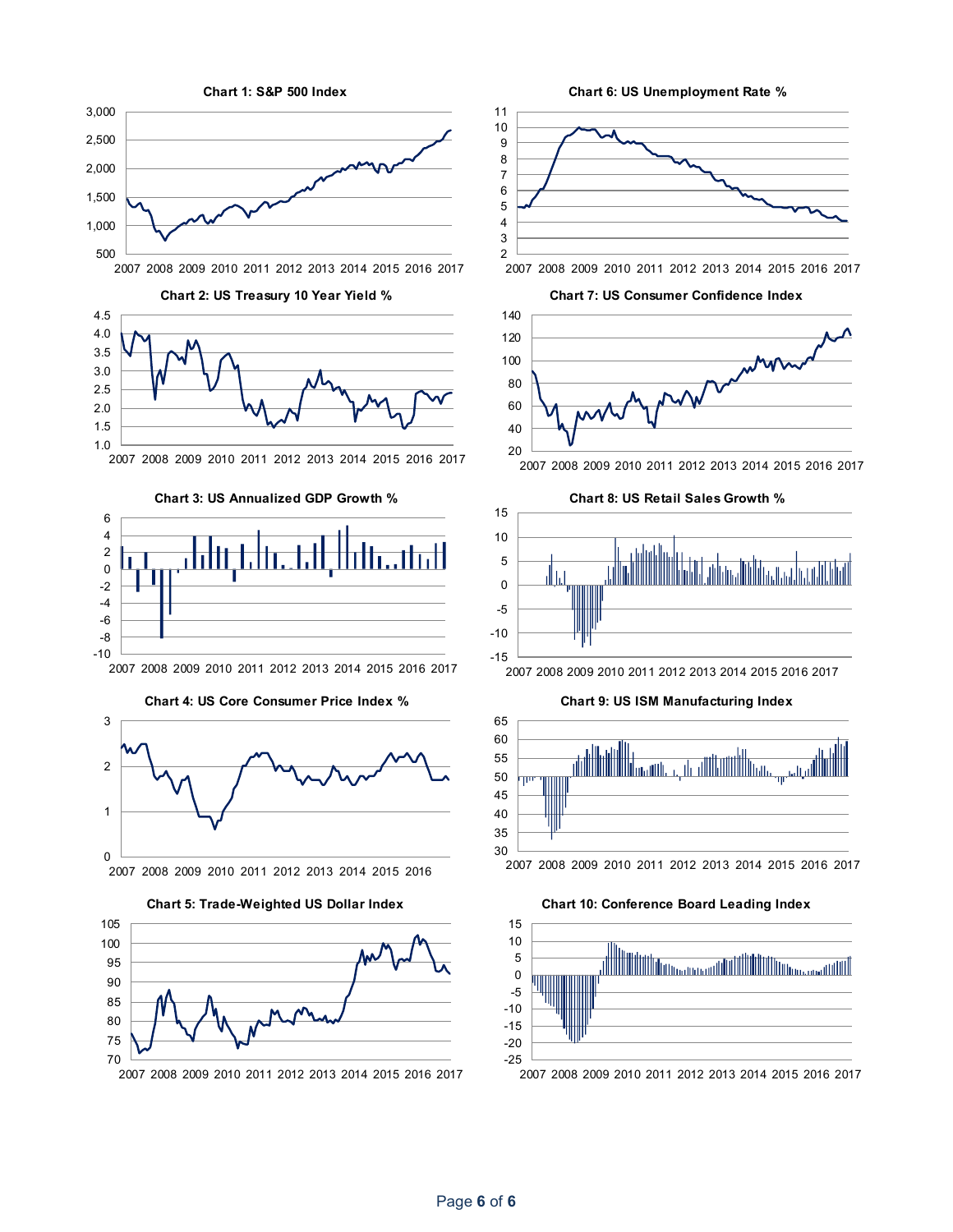**Chart 1: S&P 500 Index**

3,000
2,500
2,000
1,500
1,000
500

2007 2008 2009 2010 2011 2012 2013 2014 2015 2016 2017

**Chart 6: US Unemployment Rate %**

11
10
9
8
7
6
5
4
3
2

2007 2008 2009 2010 2011 2012 2013 2014 2015 2016 2017

**Chart 2: US Treasury 10 Year Yield %**

4.5
4.0
3.5
3.0
2.5
2.0
1.5
1.0

2007 2008 2009 2010 2011 2012 2013 2014 2015 2016 2017

**Chart 7: US Consumer Confidence Index**

140
120
100
80
60
40
20

2007 2008 2009 2010 2011 2012 2013 2014 2015 2016 2017

**Chart 3: US Annualized GDP Growth %**

6
4
2
0
-2
-4
-6
-8
-10

2007 2008 2009 2010 2011 2012 2013 2014 2015 2016 2017

**Chart 8: US Retail Sales Growth %**

15
10
5
0
-5
-10
-15

2007 2008 2009 2010 2011 2012 2013 2014 2015 2016 2017

**Chart 4: US Core Consumer Price Index %**

3
2
1
0

2007 2008 2009 2010 2011 2012 2013 2014 2015 2016

**Chart 9: US ISM Manufacturing Index**

65
60
55
50
45
40
35
30

2007 2008 2009 2010 2011 2012 2013 2014 2015 2016 2017

**Chart 5: Trade-Weighted US Dollar Index**

105
100
95
90
85
80
75
70

2007 2008 2009 2010 2011 2012 2013 2014 2015 2016 2017

**Chart 10: Conference Board Leading Index**

15
10
5
0
-5
-10
-15
-20
-25

2007 2008 2009 2010 2011 2012 2013 2014 2015 2016 2017